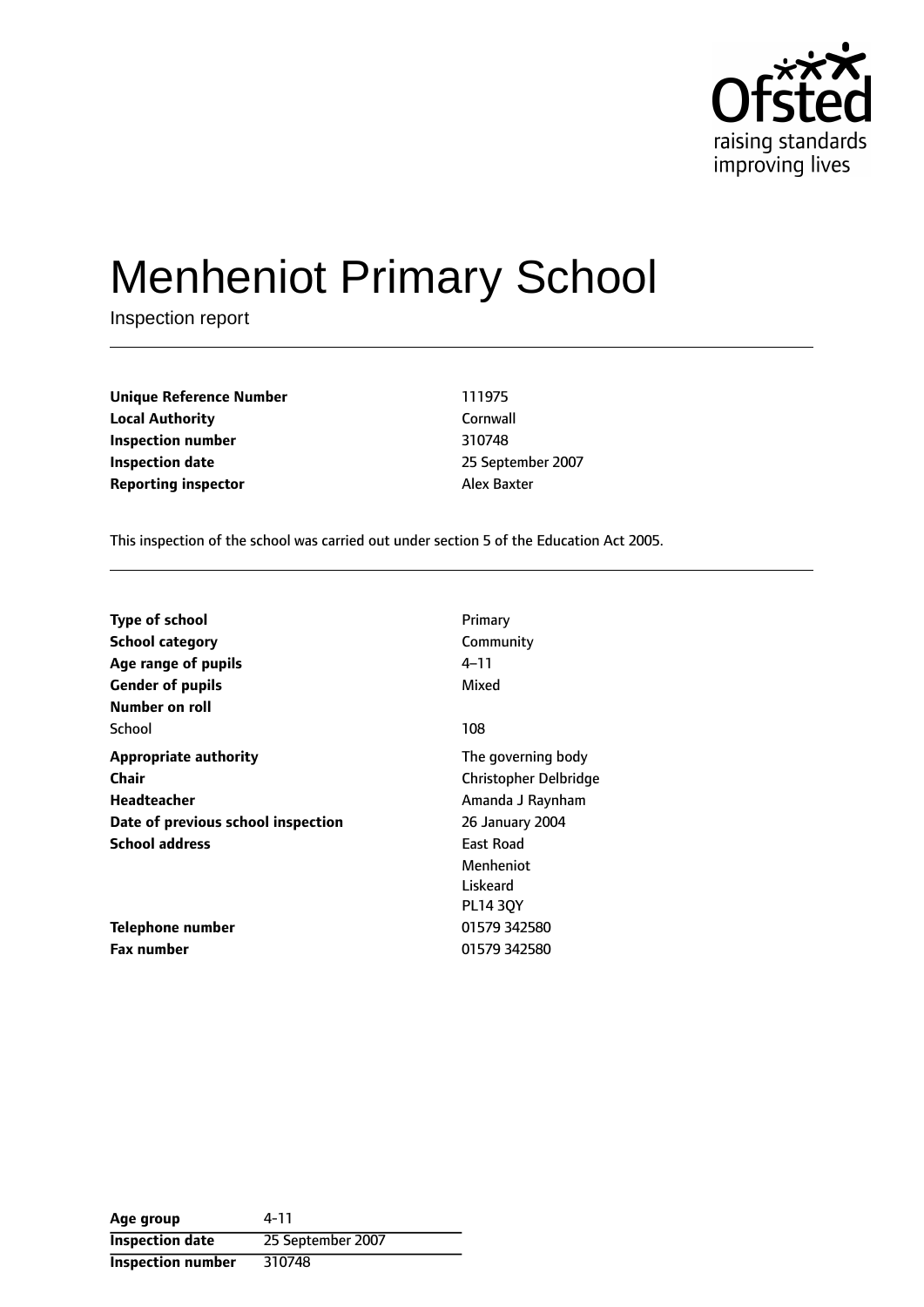Ofsted
raising standards
improving lives

# Menheniot Primary School

Inspection report

| | |
|---|---|
| **Unique Reference Number** | 111975 |
| **Local Authority** | Cornwall |
| **Inspection number** | 310748 |
| **Inspection date** | 25 September 2007 |
| **Reporting inspector** | Alex Baxter |

This inspection of the school was carried out under section 5 of the Education Act 2005.

| | |
|---|---|
| **Type of school** | Primary |
| **School category** | Community |
| **Age range of pupils** | 4–11 |
| **Gender of pupils** | Mixed |
| **Number on roll** | |
| School | 108 |
| **Appropriate authority** | The governing body |
| **Chair** | Christopher Delbridge |
| **Headteacher** | Amanda J Raynham |
| **Date of previous school inspection** | 26 January 2004 |
| **School address** | East Road<br>Menheniot<br>Liskeard<br>PL14 3QY |
| **Telephone number** | 01579 342580 |
| **Fax number** | 01579 342580 |

| | |
|---|---|
| **Age group** | 4-11 |
| **Inspection date** | 25 September 2007 |
| **Inspection number** | 310748 |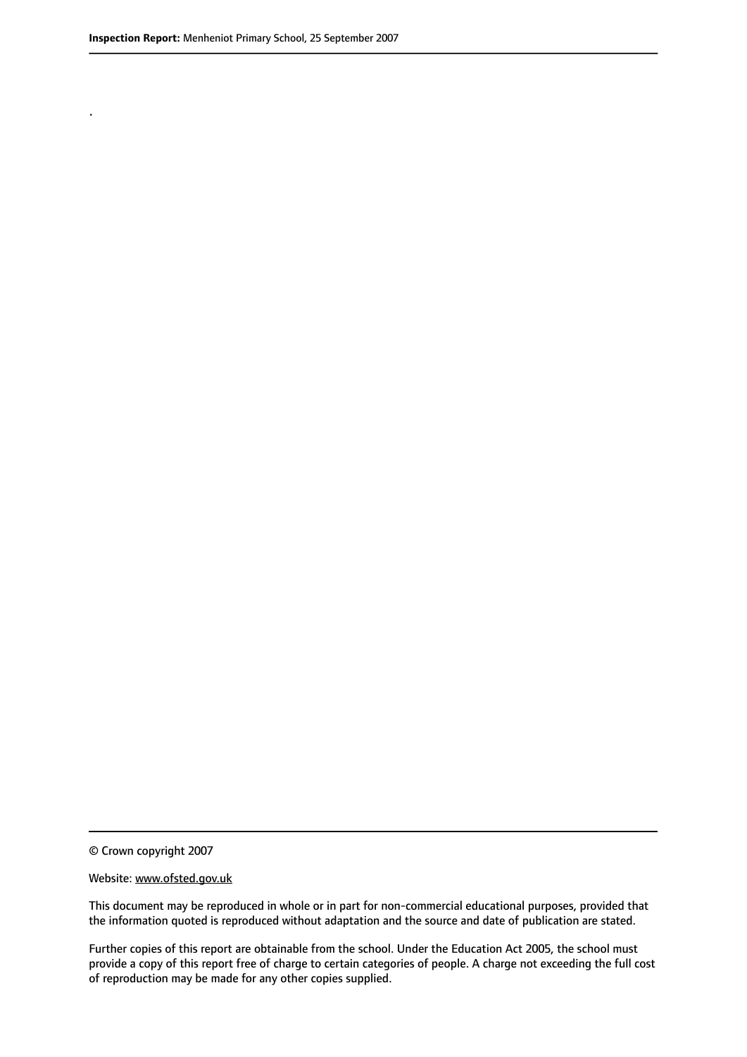.

© Crown copyright 2007

Website: www.ofsted.gov.uk

This document may be reproduced in whole or in part for non-commercial educational purposes, provided that the information quoted is reproduced without adaptation and the source and date of publication are stated.

Further copies of this report are obtainable from the school. Under the Education Act 2005, the school must provide a copy of this report free of charge to certain categories of people. A charge not exceeding the full cost of reproduction may be made for any other copies supplied.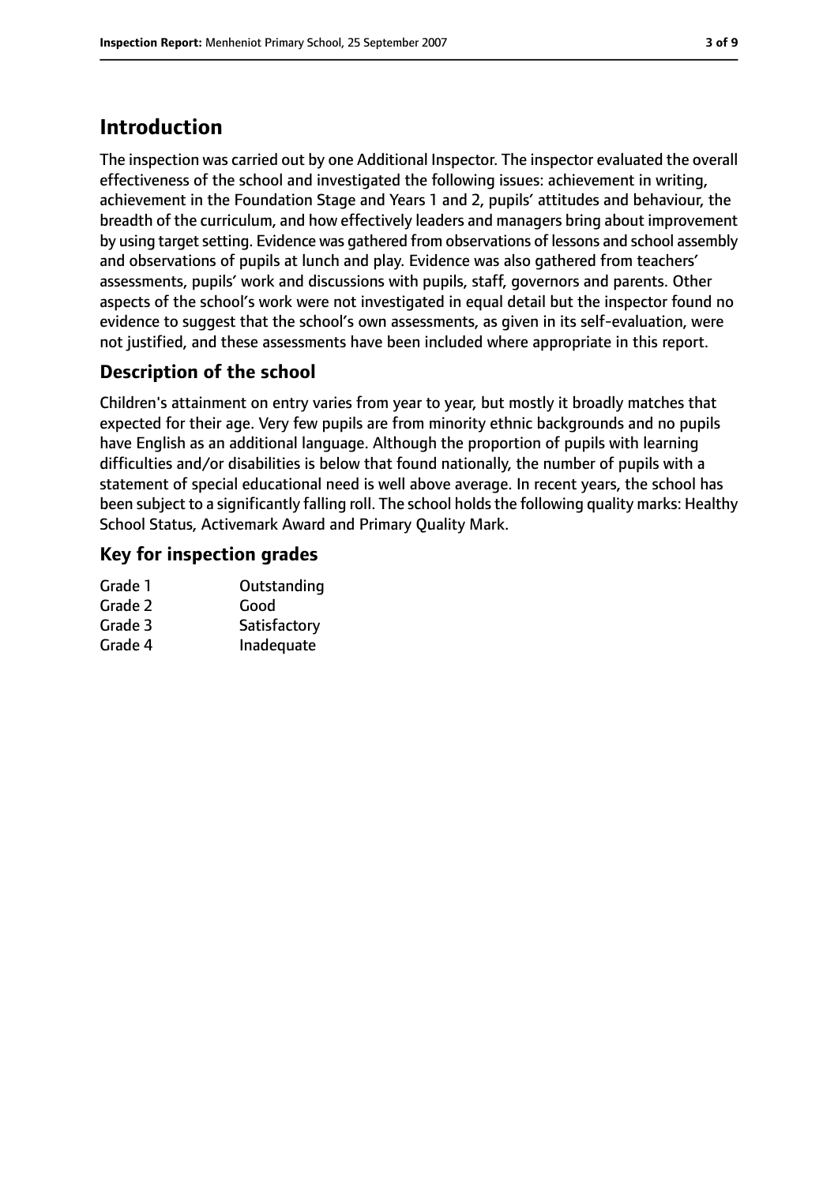# Introduction

The inspection was carried out by one Additional Inspector. The inspector evaluated the overall effectiveness of the school and investigated the following issues: achievement in writing, achievement in the Foundation Stage and Years 1 and 2, pupils' attitudes and behaviour, the breadth of the curriculum, and how effectively leaders and managers bring about improvement by using target setting. Evidence was gathered from observations of lessons and school assembly and observations of pupils at lunch and play. Evidence was also gathered from teachers' assessments, pupils' work and discussions with pupils, staff, governors and parents. Other aspects of the school's work were not investigated in equal detail but the inspector found no evidence to suggest that the school's own assessments, as given in its self-evaluation, were not justified, and these assessments have been included where appropriate in this report.

## Description of the school

Children's attainment on entry varies from year to year, but mostly it broadly matches that expected for their age. Very few pupils are from minority ethnic backgrounds and no pupils have English as an additional language. Although the proportion of pupils with learning difficulties and/or disabilities is below that found nationally, the number of pupils with a statement of special educational need is well above average. In recent years, the school has been subject to a significantly falling roll. The school holds the following quality marks: Healthy School Status, Activemark Award and Primary Quality Mark.

## Key for inspection grades

| | |
|---|---|
| Grade 1 | Outstanding |
| Grade 2 | Good |
| Grade 3 | Satisfactory |
| Grade 4 | Inadequate |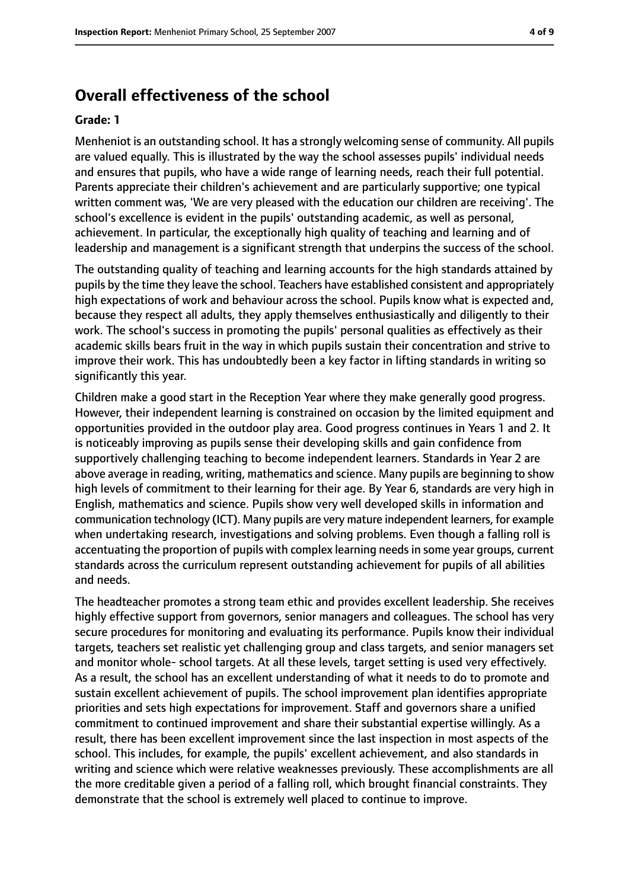## Overall effectiveness of the school

**Grade: 1**

Menheniot is an outstanding school. It has a strongly welcoming sense of community. All pupils are valued equally. This is illustrated by the way the school assesses pupils' individual needs and ensures that pupils, who have a wide range of learning needs, reach their full potential. Parents appreciate their children's achievement and are particularly supportive; one typical written comment was, 'We are very pleased with the education our children are receiving'. The school's excellence is evident in the pupils' outstanding academic, as well as personal, achievement. In particular, the exceptionally high quality of teaching and learning and of leadership and management is a significant strength that underpins the success of the school.

The outstanding quality of teaching and learning accounts for the high standards attained by pupils by the time they leave the school. Teachers have established consistent and appropriately high expectations of work and behaviour across the school. Pupils know what is expected and, because they respect all adults, they apply themselves enthusiastically and diligently to their work. The school's success in promoting the pupils' personal qualities as effectively as their academic skills bears fruit in the way in which pupils sustain their concentration and strive to improve their work. This has undoubtedly been a key factor in lifting standards in writing so significantly this year.

Children make a good start in the Reception Year where they make generally good progress. However, their independent learning is constrained on occasion by the limited equipment and opportunities provided in the outdoor play area. Good progress continues in Years 1 and 2. It is noticeably improving as pupils sense their developing skills and gain confidence from supportively challenging teaching to become independent learners. Standards in Year 2 are above average in reading, writing, mathematics and science. Many pupils are beginning to show high levels of commitment to their learning for their age. By Year 6, standards are very high in English, mathematics and science. Pupils show very well developed skills in information and communication technology (ICT). Many pupils are very mature independent learners, for example when undertaking research, investigations and solving problems. Even though a falling roll is accentuating the proportion of pupils with complex learning needs in some year groups, current standards across the curriculum represent outstanding achievement for pupils of all abilities and needs.

The headteacher promotes a strong team ethic and provides excellent leadership. She receives highly effective support from governors, senior managers and colleagues. The school has very secure procedures for monitoring and evaluating its performance. Pupils know their individual targets, teachers set realistic yet challenging group and class targets, and senior managers set and monitor whole- school targets. At all these levels, target setting is used very effectively. As a result, the school has an excellent understanding of what it needs to do to promote and sustain excellent achievement of pupils. The school improvement plan identifies appropriate priorities and sets high expectations for improvement. Staff and governors share a unified commitment to continued improvement and share their substantial expertise willingly. As a result, there has been excellent improvement since the last inspection in most aspects of the school. This includes, for example, the pupils' excellent achievement, and also standards in writing and science which were relative weaknesses previously. These accomplishments are all the more creditable given a period of a falling roll, which brought financial constraints. They demonstrate that the school is extremely well placed to continue to improve.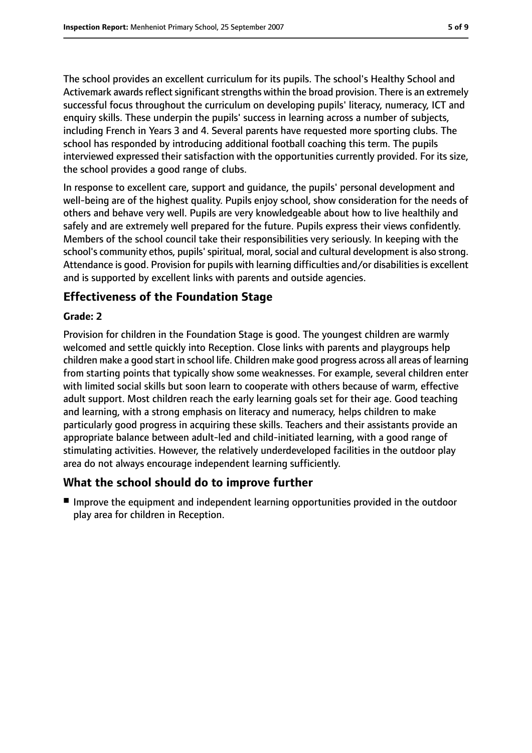The school provides an excellent curriculum for its pupils. The school's Healthy School and Activemark awards reflect significant strengths within the broad provision. There is an extremely successful focus throughout the curriculum on developing pupils' literacy, numeracy, ICT and enquiry skills. These underpin the pupils' success in learning across a number of subjects, including French in Years 3 and 4. Several parents have requested more sporting clubs. The school has responded by introducing additional football coaching this term. The pupils interviewed expressed their satisfaction with the opportunities currently provided. For its size, the school provides a good range of clubs.

In response to excellent care, support and guidance, the pupils' personal development and well-being are of the highest quality. Pupils enjoy school, show consideration for the needs of others and behave very well. Pupils are very knowledgeable about how to live healthily and safely and are extremely well prepared for the future. Pupils express their views confidently. Members of the school council take their responsibilities very seriously. In keeping with the school's community ethos, pupils' spiritual, moral, social and cultural development is also strong. Attendance is good. Provision for pupils with learning difficulties and/or disabilities is excellent and is supported by excellent links with parents and outside agencies.

## Effectiveness of the Foundation Stage

**Grade: 2**

Provision for children in the Foundation Stage is good. The youngest children are warmly welcomed and settle quickly into Reception. Close links with parents and playgroups help children make a good start in school life. Children make good progress across all areas of learning from starting points that typically show some weaknesses. For example, several children enter with limited social skills but soon learn to cooperate with others because of warm, effective adult support. Most children reach the early learning goals set for their age. Good teaching and learning, with a strong emphasis on literacy and numeracy, helps children to make particularly good progress in acquiring these skills. Teachers and their assistants provide an appropriate balance between adult-led and child-initiated learning, with a good range of stimulating activities. However, the relatively underdeveloped facilities in the outdoor play area do not always encourage independent learning sufficiently.

## What the school should do to improve further

- Improve the equipment and independent learning opportunities provided in the outdoor play area for children in Reception.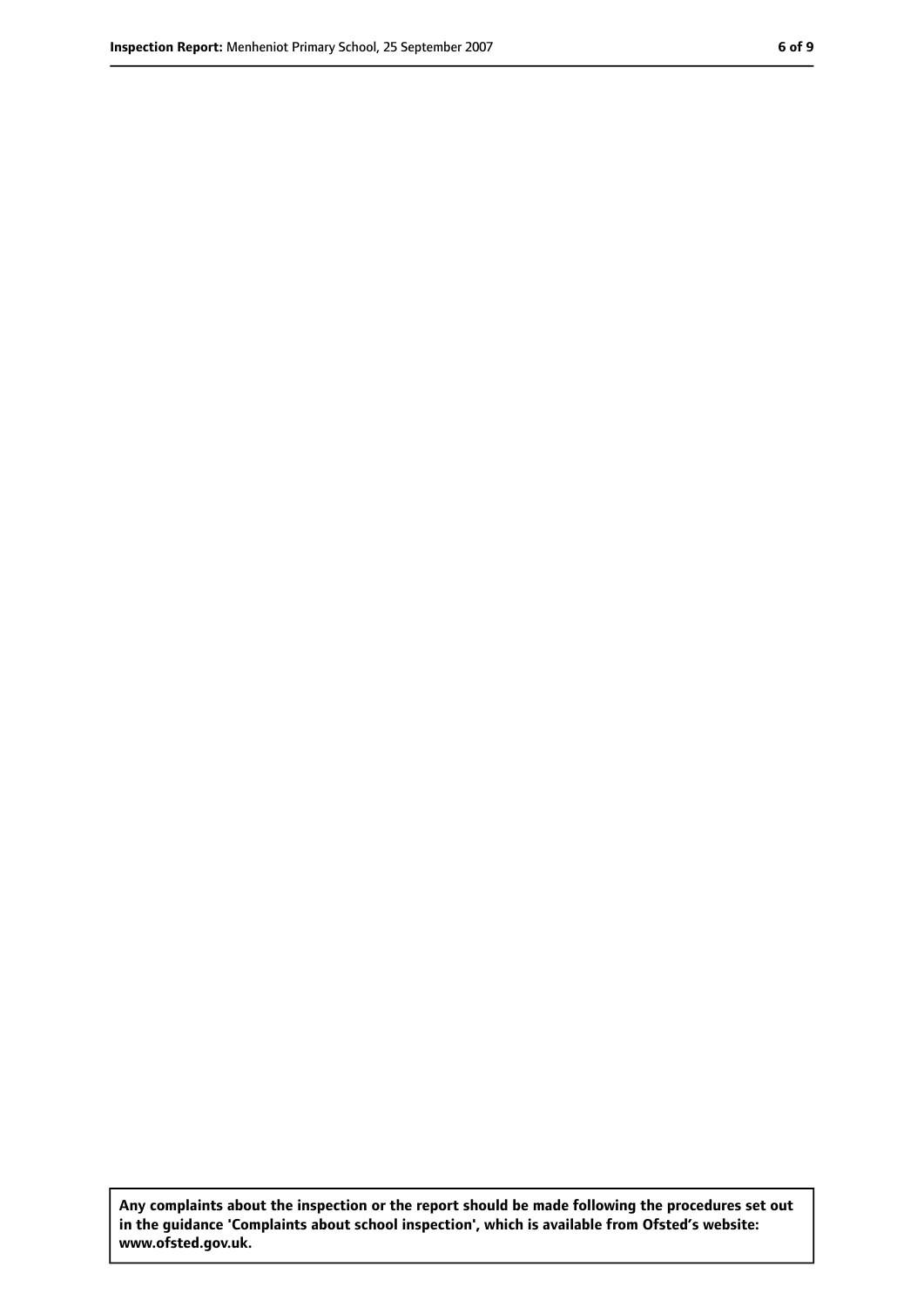**Any complaints about the inspection or the report should be made following the procedures set out in the guidance 'Complaints about school inspection', which is available from Ofsted's website: www.ofsted.gov.uk.**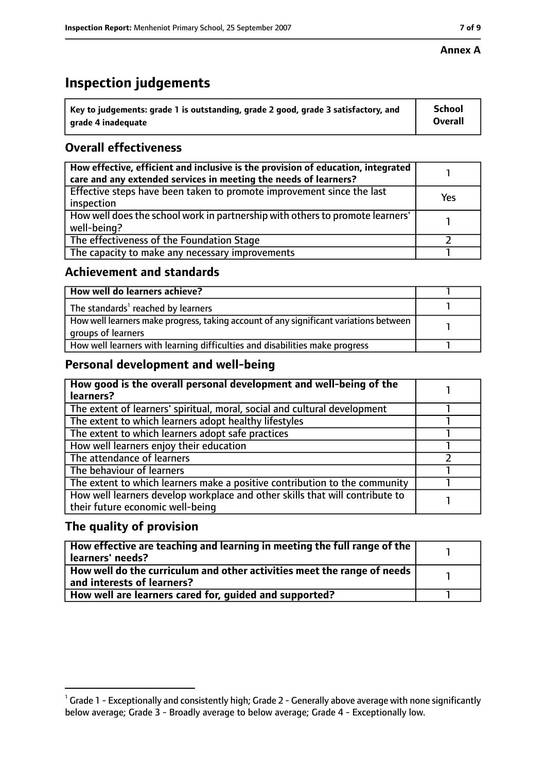**Annex A**

# Inspection judgements

| Key to judgements: grade 1 is outstanding, grade 2 good, grade 3 satisfactory, and grade 4 inadequate | School Overall |
|---|---|

## Overall effectiveness

| | |
|---|---|
| How effective, efficient and inclusive is the provision of education, integrated care and any extended services in meeting the needs of learners? | 1 |
| Effective steps have been taken to promote improvement since the last inspection | Yes |
| How well does the school work in partnership with others to promote learners' well-being? | 1 |
| The effectiveness of the Foundation Stage | 2 |
| The capacity to make any necessary improvements | 1 |

## Achievement and standards

| | |
|---|---|
| How well do learners achieve? | 1 |
| The standards[1] reached by learners | 1 |
| How well learners make progress, taking account of any significant variations between groups of learners | 1 |
| How well learners with learning difficulties and disabilities make progress | 1 |

## Personal development and well-being

| | |
|---|---|
| How good is the overall personal development and well-being of the learners? | 1 |
| The extent of learners' spiritual, moral, social and cultural development | 1 |
| The extent to which learners adopt healthy lifestyles | 1 |
| The extent to which learners adopt safe practices | 1 |
| How well learners enjoy their education | 1 |
| The attendance of learners | 2 |
| The behaviour of learners | 1 |
| The extent to which learners make a positive contribution to the community | 1 |
| How well learners develop workplace and other skills that will contribute to their future economic well-being | 1 |

## The quality of provision

| | |
|---|---|
| How effective are teaching and learning in meeting the full range of the learners' needs? | 1 |
| How well do the curriculum and other activities meet the range of needs and interests of learners? | 1 |
| How well are learners cared for, guided and supported? | 1 |

[1] Grade 1 - Exceptionally and consistently high; Grade 2 - Generally above average with none significantly below average; Grade 3 - Broadly average to below average; Grade 4 - Exceptionally low.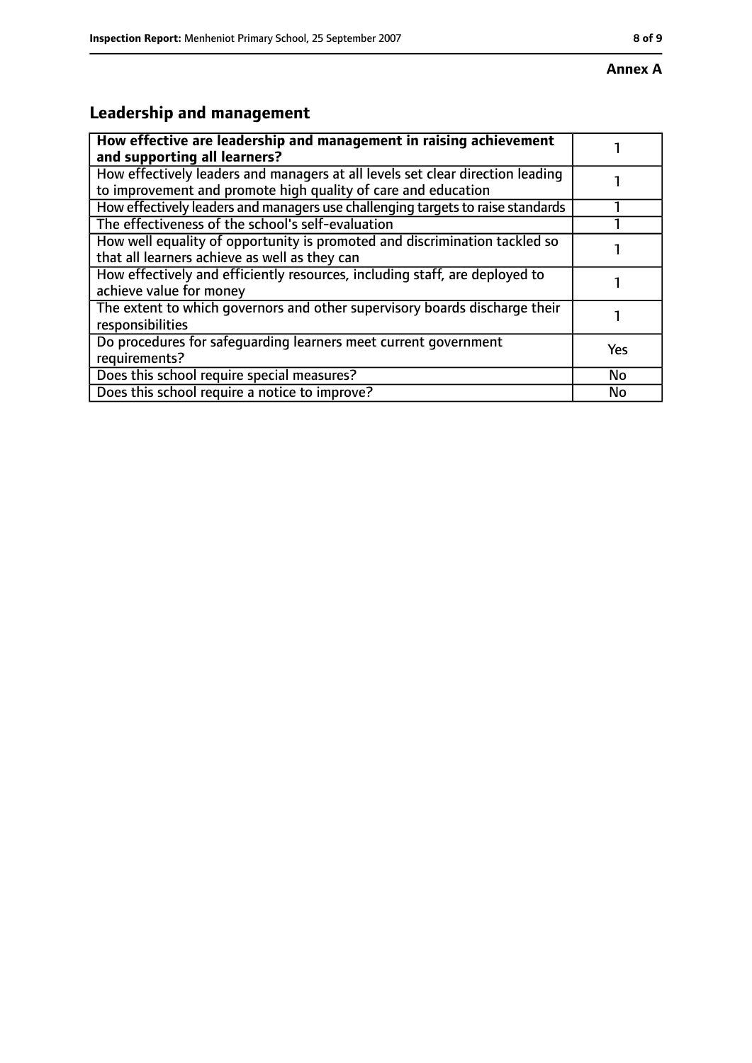**Annex A**

## Leadership and management

| **How effective are leadership and management in raising achievement and supporting all learners?** | 1 |
|---|---|
| How effectively leaders and managers at all levels set clear direction leading to improvement and promote high quality of care and education | 1 |
| How effectively leaders and managers use challenging targets to raise standards | 1 |
| The effectiveness of the school's self-evaluation | 1 |
| How well equality of opportunity is promoted and discrimination tackled so that all learners achieve as well as they can | 1 |
| How effectively and efficiently resources, including staff, are deployed to achieve value for money | 1 |
| The extent to which governors and other supervisory boards discharge their responsibilities | 1 |
| Do procedures for safeguarding learners meet current government requirements? | Yes |
| Does this school require special measures? | No |
| Does this school require a notice to improve? | No |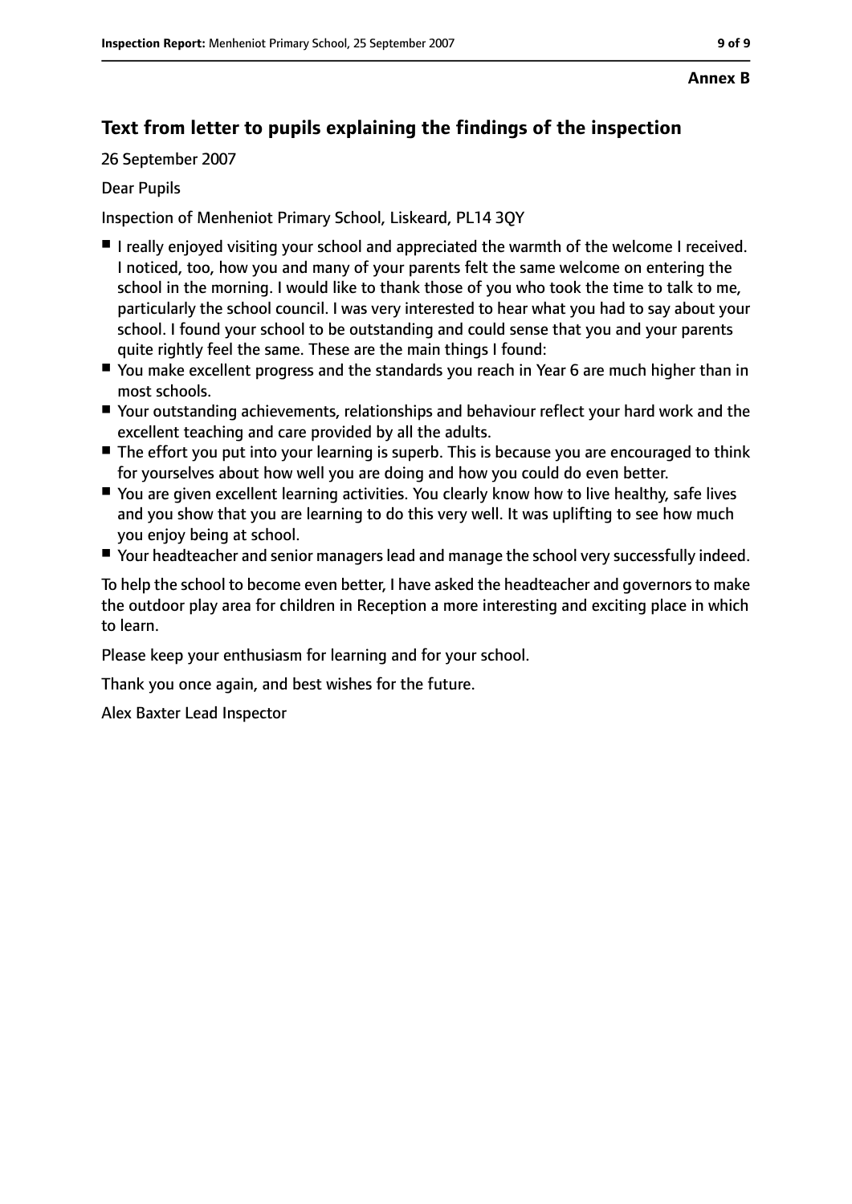**Annex B**

## Text from letter to pupils explaining the findings of the inspection

26 September 2007

Dear Pupils

Inspection of Menheniot Primary School, Liskeard, PL14 3QY

- I really enjoyed visiting your school and appreciated the warmth of the welcome I received. I noticed, too, how you and many of your parents felt the same welcome on entering the school in the morning. I would like to thank those of you who took the time to talk to me, particularly the school council. I was very interested to hear what you had to say about your school. I found your school to be outstanding and could sense that you and your parents quite rightly feel the same. These are the main things I found:
- You make excellent progress and the standards you reach in Year 6 are much higher than in most schools.
- Your outstanding achievements, relationships and behaviour reflect your hard work and the excellent teaching and care provided by all the adults.
- The effort you put into your learning is superb. This is because you are encouraged to think for yourselves about how well you are doing and how you could do even better.
- You are given excellent learning activities. You clearly know how to live healthy, safe lives and you show that you are learning to do this very well. It was uplifting to see how much you enjoy being at school.
- Your headteacher and senior managers lead and manage the school very successfully indeed.

To help the school to become even better, I have asked the headteacher and governors to make the outdoor play area for children in Reception a more interesting and exciting place in which to learn.

Please keep your enthusiasm for learning and for your school.

Thank you once again, and best wishes for the future.

Alex Baxter Lead Inspector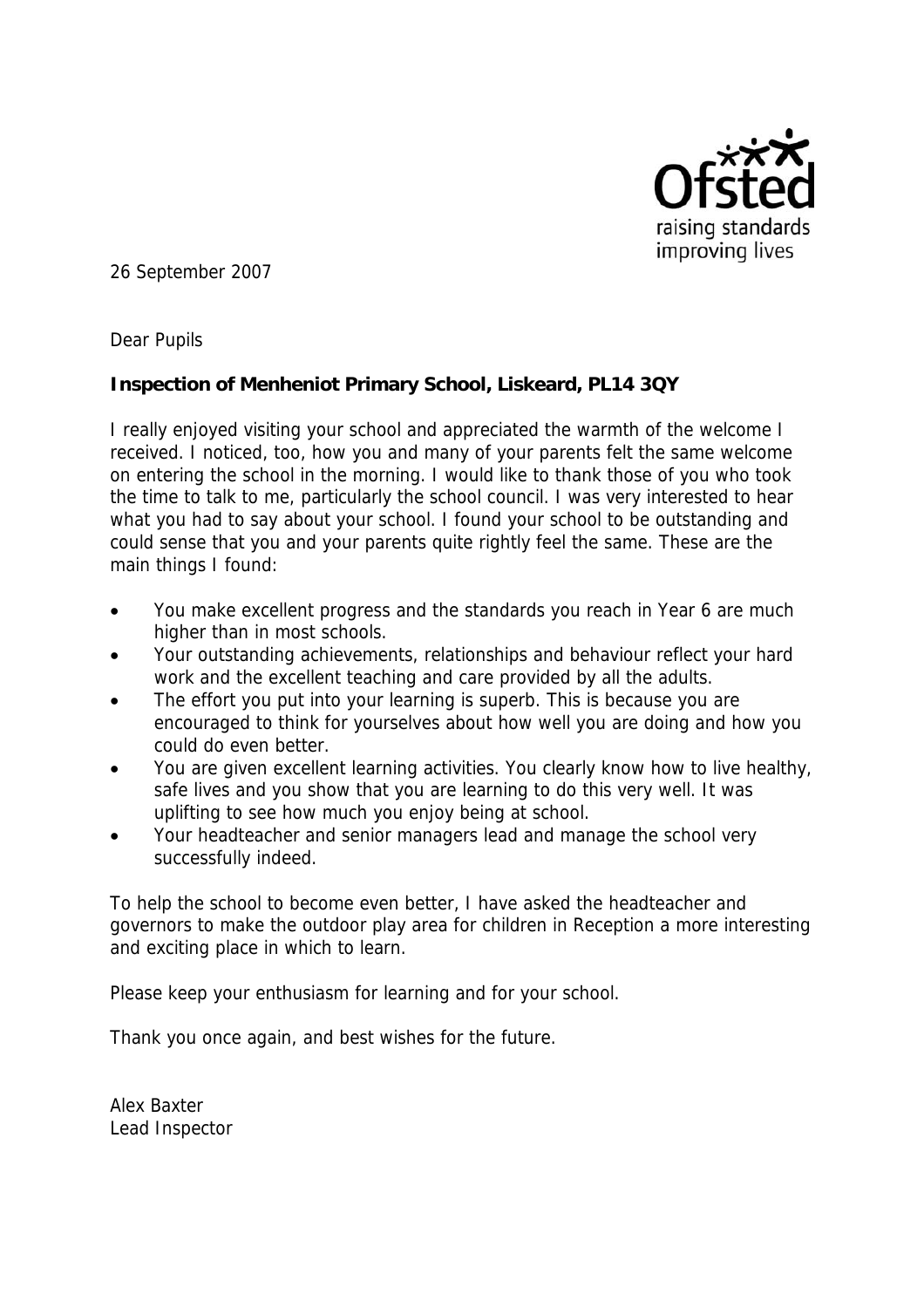26 September 2007

Dear Pupils

**Inspection of Menheniot Primary School, Liskeard, PL14 3QY**

I really enjoyed visiting your school and appreciated the warmth of the welcome I received. I noticed, too, how you and many of your parents felt the same welcome on entering the school in the morning. I would like to thank those of you who took the time to talk to me, particularly the school council. I was very interested to hear what you had to say about your school. I found your school to be outstanding and could sense that you and your parents quite rightly feel the same. These are the main things I found:

- You make excellent progress and the standards you reach in Year 6 are much higher than in most schools.
- Your outstanding achievements, relationships and behaviour reflect your hard work and the excellent teaching and care provided by all the adults.
- The effort you put into your learning is superb. This is because you are encouraged to think for yourselves about how well you are doing and how you could do even better.
- You are given excellent learning activities. You clearly know how to live healthy, safe lives and you show that you are learning to do this very well. It was uplifting to see how much you enjoy being at school.
- Your headteacher and senior managers lead and manage the school very successfully indeed.

To help the school to become even better, I have asked the headteacher and governors to make the outdoor play area for children in Reception a more interesting and exciting place in which to learn.

Please keep your enthusiasm for learning and for your school.

Thank you once again, and best wishes for the future.

Alex Baxter
Lead Inspector